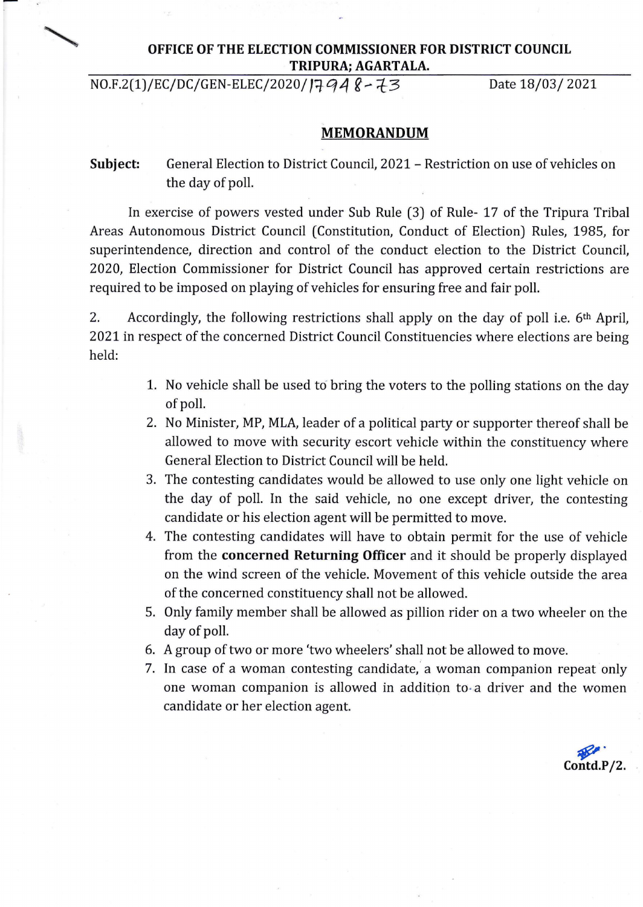**OFFICE OF THE ELECTION COMMISSIONER FOR DISTRICT COUNCIL TRIPURA; AGARTALA.**

NO.F.2(1)/EC/DC/GEN-ELEC/2020/1794 8-73 Date 18/03/ 2021

## MEMORANDUM

**Subject:** General Election to District Council, 2021 – Restriction on use of vehicles on the day of poll.

In exercise of powers vested under Sub Rule (3) of Rule- 17 of the Tripura Tribal Areas Autonomous District Council (Constitution, Conduct of Election) Rules, 1985, for superintendence, direction and control of the conduct election to the District Council, 2020, Election Commissioner for District Council has approved certain restrictions are required to be imposed on playing of vehicles for ensuring free and fair poll.

2. Accordingly, the following restrictions shall apply on the day of poll i.e. 6th April, 2021 in respect of the concerned District Council Constituencies where elections are being held:

1. No vehicle shall be used to bring the voters to the polling stations on the day of poll.
2. No Minister, MP, MLA, leader of a political party or supporter thereof shall be allowed to move with security escort vehicle within the constituency where General Election to District Council will be held.
3. The contesting candidates would be allowed to use only one light vehicle on the day of poll. In the said vehicle, no one except driver, the contesting candidate or his election agent will be permitted to move.
4. The contesting candidates will have to obtain permit for the use of vehicle from the **concerned Returning Officer** and it should be properly displayed on the wind screen of the vehicle. Movement of this vehicle outside the area of the concerned constituency shall not be allowed.
5. Only family member shall be allowed as pillion rider on a two wheeler on the day of poll.
6. A group of two or more 'two wheelers' shall not be allowed to move.
7. In case of a woman contesting candidate, a woman companion repeat only one woman companion is allowed in addition to a driver and the women candidate or her election agent.

Contd.P/2.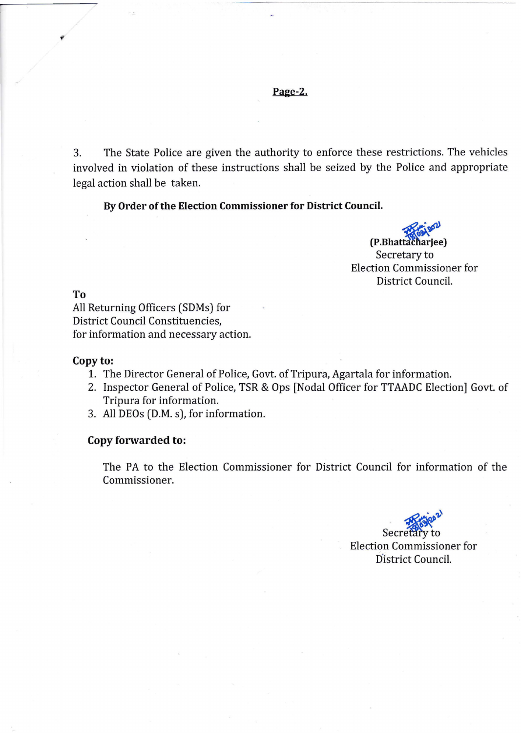3. The State Police are given the authority to enforce these restrictions. The vehicles involved in violation of these instructions shall be seized by the Police and appropriate legal action shall be taken.

**By Order of the Election Commissioner for District Council.**

**(P.Bhattacharjee)**
Secretary to
Election Commissioner for
District Council.

**To**
All Returning Officers (SDMs) for
District Council Constituencies,
for information and necessary action.

**Copy to:**

1. The Director General of Police, Govt. of Tripura, Agartala for information.
2. Inspector General of Police, TSR & Ops [Nodal Officer for TTAADC Election] Govt. of Tripura for information.
3. All DEOs (D.M. s), for information.

**Copy forwarded to:**

The PA to the Election Commissioner for District Council for information of the Commissioner.

Secretary to
Election Commissioner for
District Council.